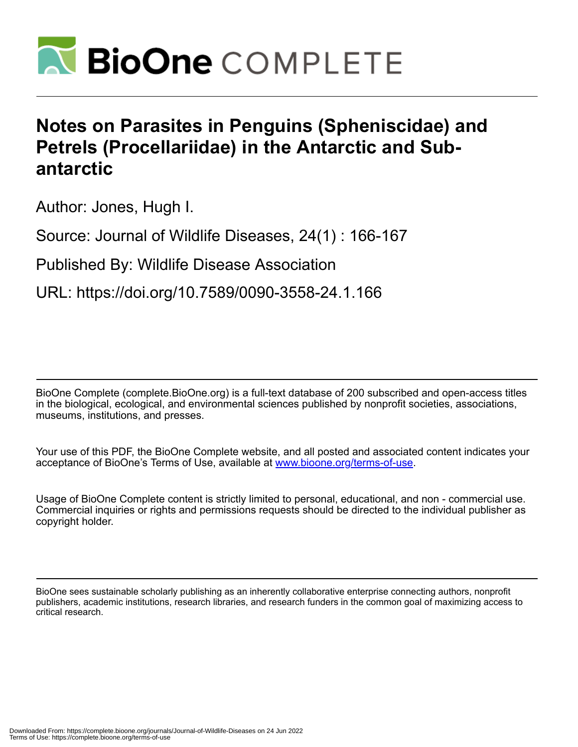# Notes on Parasites in Penguins (Spheniscidae) and Petrels (Procellariidae) in the Antarctic and Sub-antarctic

Author: Jones, Hugh I.

Source: Journal of Wildlife Diseases, 24(1) : 166-167

Published By: Wildlife Disease Association

URL: https://doi.org/10.7589/0090-3558-24.1.166

BioOne Complete (complete.BioOne.org) is a full-text database of 200 subscribed and open-access titles in the biological, ecological, and environmental sciences published by nonprofit societies, associations, museums, institutions, and presses.

Your use of this PDF, the BioOne Complete website, and all posted and associated content indicates your acceptance of BioOne's Terms of Use, available at www.bioone.org/terms-of-use.

Usage of BioOne Complete content is strictly limited to personal, educational, and non - commercial use. Commercial inquiries or rights and permissions requests should be directed to the individual publisher as copyright holder.

BioOne sees sustainable scholarly publishing as an inherently collaborative enterprise connecting authors, nonprofit publishers, academic institutions, research libraries, and research funders in the common goal of maximizing access to critical research.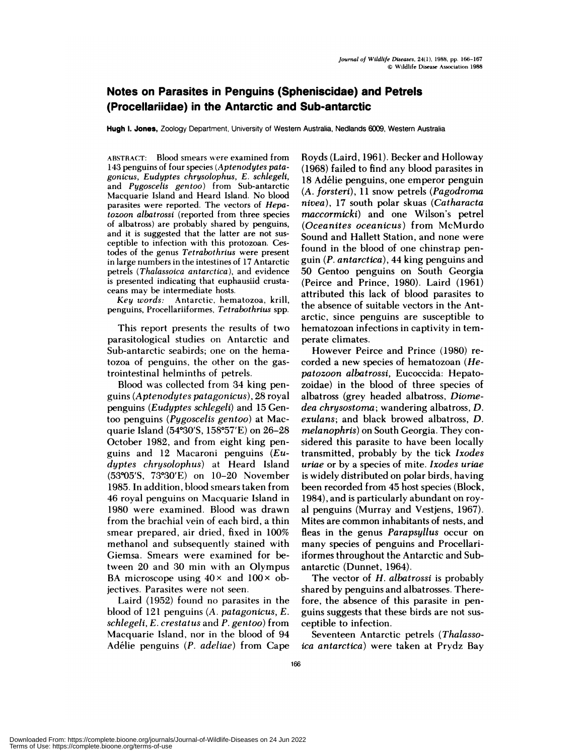# Notes on Parasites in Penguins (Spheniscidae) and Petrels (Procellariidae) in the Antarctic and Sub-antarctic

**Hugh I. Jones,** Zoology Department, University of Western Australia, Nedlands 6009, Western Australia

ABSTRACT: Blood smears were examined from 143 penguins of four species (*Aptenodytes patagonicus*, *Eudyptes chrysolophus*, *E. schlegeli*, and *Pygoscelis gentoo*) from Sub-antarctic Macquarie Island and Heard Island. No blood parasites were reported. The vectors of *Hepatozoon albatrossi* (reported from three species of albatross) are probably shared by penguins, and it is suggested that the latter are not susceptible to infection with this protozoan. Cestodes of the genus *Tetrabothrius* were present in large numbers in the intestines of 17 Antarctic petrels (*Thalassoica antarctica*), and evidence is presented indicating that euphausiid crustaceans may be intermediate hosts.

*Key words:* Antarctic, hematozoa, krill, penguins, Procellariiformes, *Tetrabothrius* spp.

This report presents the results of two parasitological studies on Antarctic and Sub-antarctic seabirds; one on the hematozoa of penguins, the other on the gastrointestinal helminths of petrels.

Blood was collected from 34 king penguins (*Aptenodytes patagonicus*), 28 royal penguins (*Eudyptes schlegeli*) and 15 Gentoo penguins (*Pygoscelis gentoo*) at Macquarie Island (54°30′S, 158°57′E) on 26–28 October 1982, and from eight king penguins and 12 Macaroni penguins (*Eudyptes chrysolophus*) at Heard Island (53°05′S, 73°30′E) on 10–20 November 1985. In addition, blood smears taken from 46 royal penguins on Macquarie Island in 1980 were examined. Blood was drawn from the brachial vein of each bird, a thin smear prepared, air dried, fixed in 100% methanol and subsequently stained with Giemsa. Smears were examined for between 20 and 30 min with an Olympus BA microscope using 40× and 100× objectives. Parasites were not seen.

Laird (1952) found no parasites in the blood of 121 penguins (*A. patagonicus*, *E. schlegeli*, *E. crestatus* and *P. gentoo*) from Macquarie Island, nor in the blood of 94 Adélie penguins (*P. adeliae*) from Cape Royds (Laird, 1961). Becker and Holloway (1968) failed to find any blood parasites in 18 Adélie penguins, one emperor penguin (*A. forsteri*), 11 snow petrels (*Pagodroma nivea*), 17 south polar skuas (*Catharacta maccormicki*) and one Wilson's petrel (*Oceanites oceanicus*) from McMurdo Sound and Hallett Station, and none were found in the blood of one chinstrap penguin (*P. antarctica*), 44 king penguins and 50 Gentoo penguins on South Georgia (Peirce and Prince, 1980). Laird (1961) attributed this lack of blood parasites to the absence of suitable vectors in the Antarctic, since penguins are susceptible to hematozoan infections in captivity in temperate climates.

However Peirce and Prince (1980) recorded a new species of hematozoan (*Hepatozoon albatrossi*, Eucoccida: Hepatozoidae) in the blood of three species of albatross (grey headed albatross, *Diomedea chrysostoma*; wandering albatross, *D. exulans*; and black browed albatross, *D. melanophris*) on South Georgia. They considered this parasite to have been locally transmitted, probably by the tick *Ixodes uriae* or by a species of mite. *Ixodes uriae* is widely distributed on polar birds, having been recorded from 45 host species (Block, 1984), and is particularly abundant on royal penguins (Murray and Vestjens, 1967). Mites are common inhabitants of nests, and fleas in the genus *Parapsyllus* occur on many species of penguins and Procellariiformes throughout the Antarctic and Sub-antarctic (Dunnet, 1964).

The vector of *H. albatrossi* is probably shared by penguins and albatrosses. Therefore, the absence of this parasite in penguins suggests that these birds are not susceptible to infection.

Seventeen Antarctic petrels (*Thalassoica antarctica*) were taken at Prydz Bay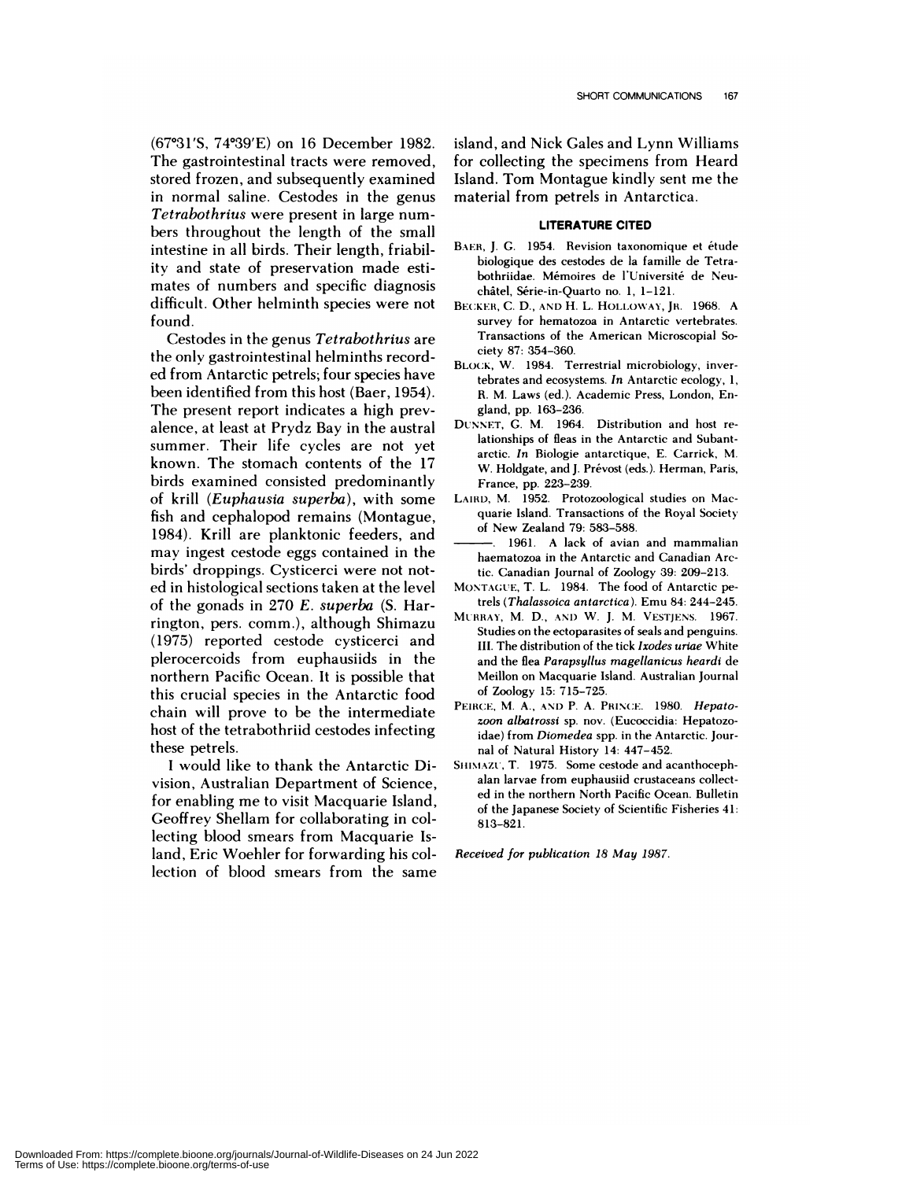(67°31′S, 74°39′E) on 16 December 1982. The gastrointestinal tracts were removed, stored frozen, and subsequently examined in normal saline. Cestodes in the genus *Tetrabothrius* were present in large numbers throughout the length of the small intestine in all birds. Their length, friability and state of preservation made estimates of numbers and specific diagnosis difficult. Other helminth species were not found.

Cestodes in the genus *Tetrabothrius* are the only gastrointestinal helminths recorded from Antarctic petrels; four species have been identified from this host (Baer, 1954). The present report indicates a high prevalence, at least at Prydz Bay in the austral summer. Their life cycles are not yet known. The stomach contents of the 17 birds examined consisted predominantly of krill (*Euphausia superba*), with some fish and cephalopod remains (Montague, 1984). Krill are planktonic feeders, and may ingest cestode eggs contained in the birds' droppings. Cysticerci were not noted in histological sections taken at the level of the gonads in 270 *E. superba* (S. Harrington, pers. comm.), although Shimazu (1975) reported cestode cysticerci and plerocercoids from euphausiids in the northern Pacific Ocean. It is possible that this crucial species in the Antarctic food chain will prove to be the intermediate host of the tetrabothriid cestodes infecting these petrels.

I would like to thank the Antarctic Division, Australian Department of Science, for enabling me to visit Macquarie Island, Geoffrey Shellam for collaborating in collecting blood smears from Macquarie Island, Eric Woehler for forwarding his collection of blood smears from the same island, and Nick Gales and Lynn Williams for collecting the specimens from Heard Island. Tom Montague kindly sent me the material from petrels in Antarctica.

## LITERATURE CITED

BAER, J. G. 1954. Revision taxonomique et étude biologique des cestodes de la famille de Tetrabothriidae. Mémoires de l'Université de Neuchâtel, Série-in-Quarto no. 1, 1–121.

BECKER, C. D., AND H. L. HOLLOWAY, JR. 1968. A survey for hematozoa in Antarctic vertebrates. Transactions of the American Microscopical Society 87: 354–360.

BLOCK, W. 1984. Terrestrial microbiology, invertebrates and ecosystems. *In* Antarctic ecology, 1, R. M. Laws (ed.). Academic Press, London, England, pp. 163–236.

DUNNET, G. M. 1964. Distribution and host relationships of fleas in the Antarctic and Subantarctic. *In* Biologie antarctique, E. Carrick, M. W. Holdgate, and J. Prévost (eds.). Herman, Paris, France, pp. 223–239.

LAIRD, M. 1952. Protozoological studies on Macquarie Island. Transactions of the Royal Society of New Zealand 79: 583–588.

———. 1961. A lack of avian and mammalian haematozoa in the Antarctic and Canadian Arctic. Canadian Journal of Zoology 39: 209–213.

MONTAGUE, T. L. 1984. The food of Antarctic petrels (*Thalassoica antarctica*). Emu 84: 244–245.

MURRAY, M. D., AND W. J. M. VESTJENS. 1967. Studies on the ectoparasites of seals and penguins. III. The distribution of the tick *Ixodes uriae* White and the flea *Parapsyllus magellanicus heardi* de Meillon on Macquarie Island. Australian Journal of Zoology 15: 715–725.

PEIRCE, M. A., AND P. A. PRINCE. 1980. *Hepatozoon albatrossi* sp. nov. (Eucoccidia: Hepatozoidae) from *Diomedea* spp. in the Antarctic. Journal of Natural History 14: 447–452.

SHIMAZU, T. 1975. Some cestode and acanthocephalan larvae from euphausiid crustaceans collected in the northern North Pacific Ocean. Bulletin of the Japanese Society of Scientific Fisheries 41: 813–821.

*Received for publication 18 May 1987.*